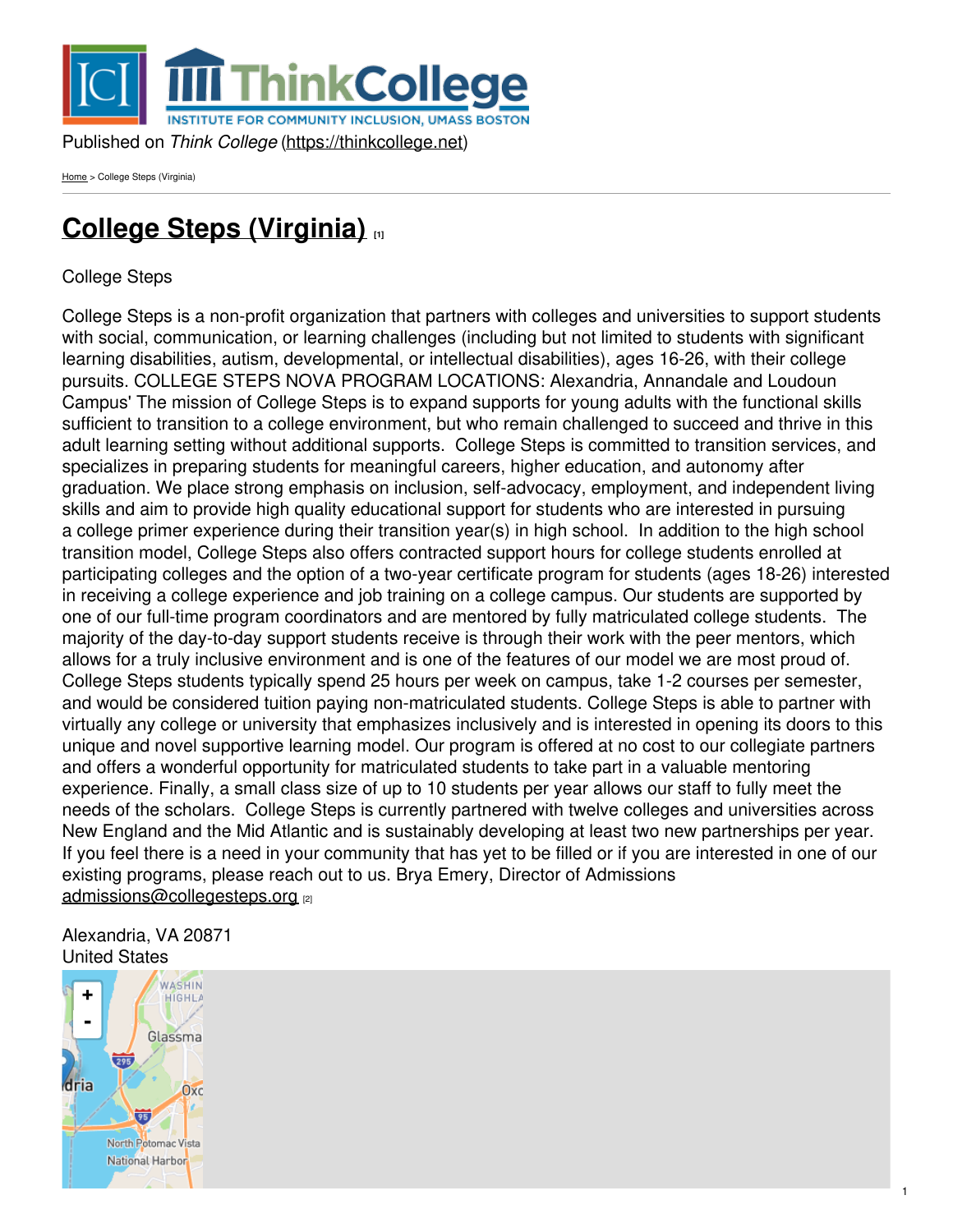Published on *Think College* (https://thinkcollege.net)

Home > College Steps (Virginia)

# College Steps (Virginia) [1]

College Steps

College Steps is a non-profit organization that partners with colleges and universities to support students with social, communication, or learning challenges (including but not limited to students with significant learning disabilities, autism, developmental, or intellectual disabilities), ages 16-26, with their college pursuits. COLLEGE STEPS NOVA PROGRAM LOCATIONS: Alexandria, Annandale and Loudoun Campus' The mission of College Steps is to expand supports for young adults with the functional skills sufficient to transition to a college environment, but who remain challenged to succeed and thrive in this adult learning setting without additional supports.  College Steps is committed to transition services, and specializes in preparing students for meaningful careers, higher education, and autonomy after graduation. We place strong emphasis on inclusion, self-advocacy, employment, and independent living skills and aim to provide high quality educational support for students who are interested in pursuing a college primer experience during their transition year(s) in high school.  In addition to the high school transition model, College Steps also offers contracted support hours for college students enrolled at participating colleges and the option of a two-year certificate program for students (ages 18-26) interested in receiving a college experience and job training on a college campus. Our students are supported by one of our full-time program coordinators and are mentored by fully matriculated college students.  The majority of the day-to-day support students receive is through their work with the peer mentors, which allows for a truly inclusive environment and is one of the features of our model we are most proud of. College Steps students typically spend 25 hours per week on campus, take 1-2 courses per semester, and would be considered tuition paying non-matriculated students. College Steps is able to partner with virtually any college or university that emphasizes inclusively and is interested in opening its doors to this unique and novel supportive learning model. Our program is offered at no cost to our collegiate partners and offers a wonderful opportunity for matriculated students to take part in a valuable mentoring experience. Finally, a small class size of up to 10 students per year allows our staff to fully meet the needs of the scholars.  College Steps is currently partnered with twelve colleges and universities across New England and the Mid Atlantic and is sustainably developing at least two new partnerships per year. If you feel there is a need in your community that has yet to be filled or if you are interested in one of our existing programs, please reach out to us. Brya Emery, Director of Admissions admissions@collegesteps.org [2]

Alexandria, VA 20871
United States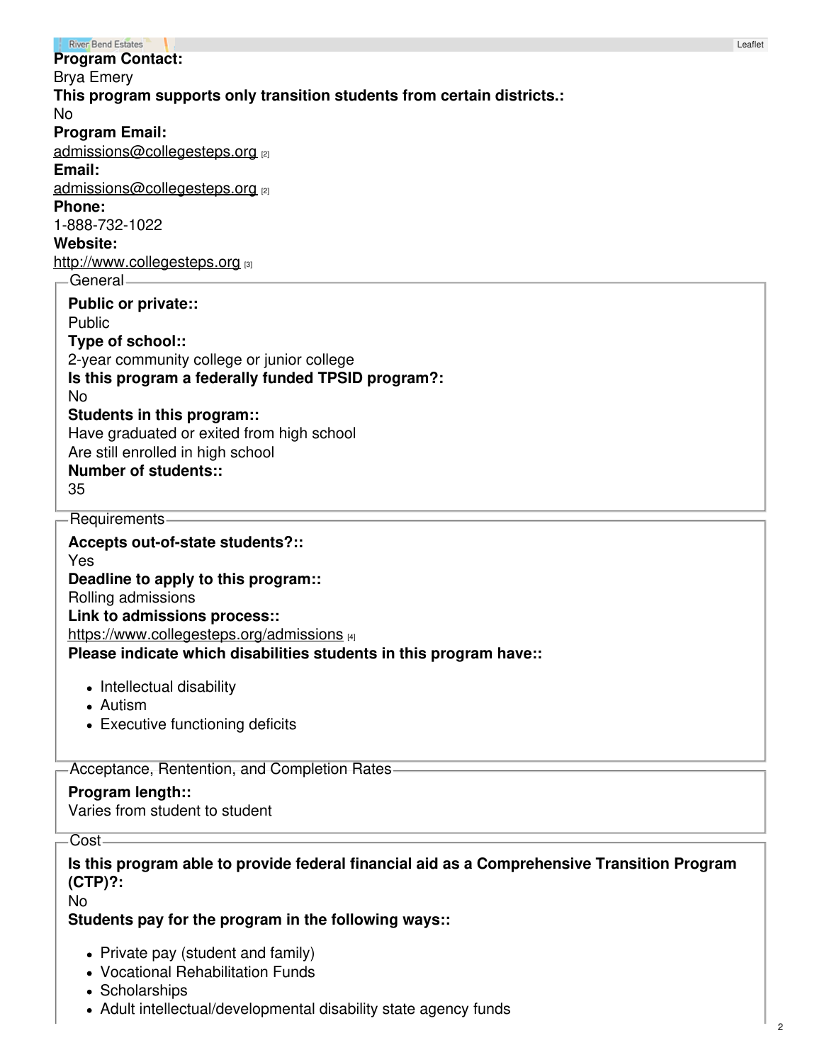**Program Contact:**
Brya Emery
**This program supports only transition students from certain districts.:**
No
**Program Email:**
admissions@collegesteps.org [2]
**Email:**
admissions@collegesteps.org [2]
**Phone:**
1-888-732-1022
**Website:**
http://www.collegesteps.org [3]

## General

**Public or private::**
Public
**Type of school::**
2-year community college or junior college
**Is this program a federally funded TPSID program?:**
No
**Students in this program::**
Have graduated or exited from high school
Are still enrolled in high school
**Number of students::**
35

## Requirements

**Accepts out-of-state students?::**
Yes
**Deadline to apply to this program::**
Rolling admissions
**Link to admissions process::**
https://www.collegesteps.org/admissions [4]
**Please indicate which disabilities students in this program have::**

- Intellectual disability
- Autism
- Executive functioning deficits

## Acceptance, Rentention, and Completion Rates

**Program length::**
Varies from student to student

## Cost

**Is this program able to provide federal financial aid as a Comprehensive Transition Program (CTP)?:**
No
**Students pay for the program in the following ways::**

- Private pay (student and family)
- Vocational Rehabilitation Funds
- Scholarships
- Adult intellectual/developmental disability state agency funds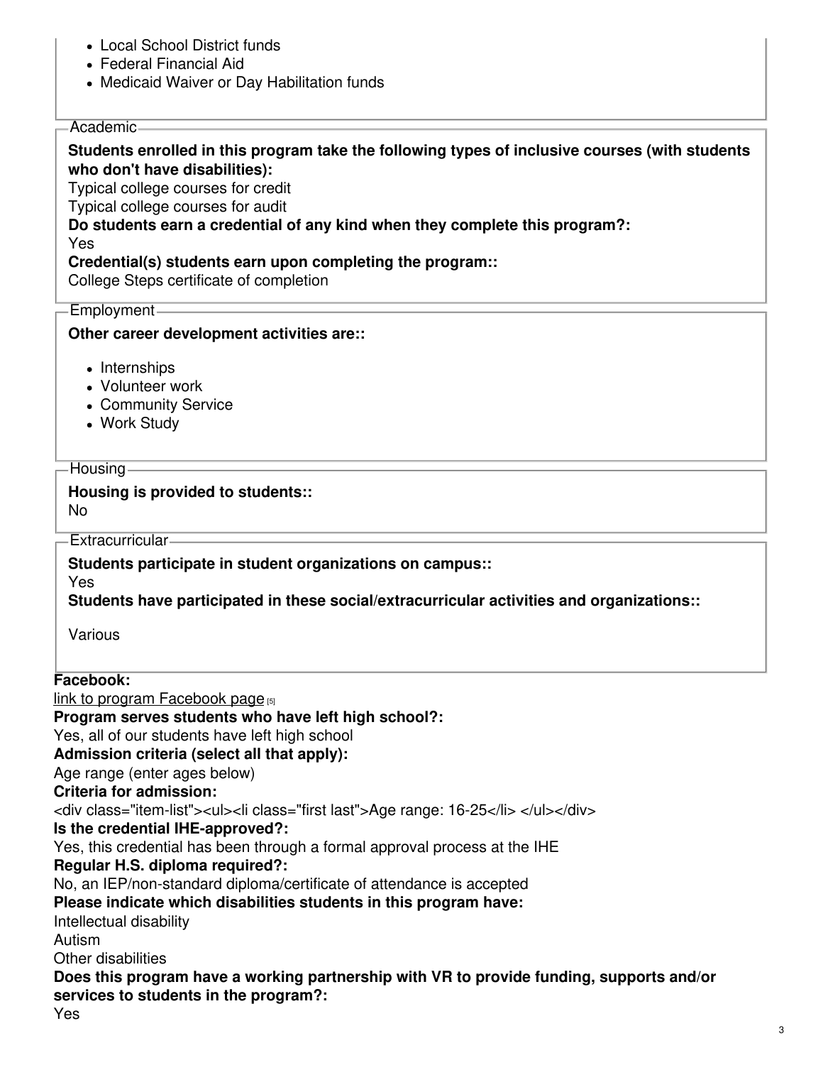- Local School District funds
- Federal Financial Aid
- Medicaid Waiver or Day Habilitation funds

Academic

**Students enrolled in this program take the following types of inclusive courses (with students who don't have disabilities):**
Typical college courses for credit
Typical college courses for audit
**Do students earn a credential of any kind when they complete this program?:**
Yes
**Credential(s) students earn upon completing the program::**
College Steps certificate of completion

Employment

**Other career development activities are::**

- Internships
- Volunteer work
- Community Service
- Work Study

Housing

**Housing is provided to students::**
No

Extracurricular

**Students participate in student organizations on campus::**
Yes
**Students have participated in these social/extracurricular activities and organizations::**

Various

**Facebook:**
link to program Facebook page [5]
**Program serves students who have left high school?:**
Yes, all of our students have left high school
**Admission criteria (select all that apply):**
Age range (enter ages below)
**Criteria for admission:**
<div class="item-list"><ul><li class="first last">Age range: 16-25</li> </ul></div>
**Is the credential IHE-approved?:**
Yes, this credential has been through a formal approval process at the IHE
**Regular H.S. diploma required?:**
No, an IEP/non-standard diploma/certificate of attendance is accepted
**Please indicate which disabilities students in this program have:**
Intellectual disability
Autism
Other disabilities
**Does this program have a working partnership with VR to provide funding, supports and/or services to students in the program?:**
Yes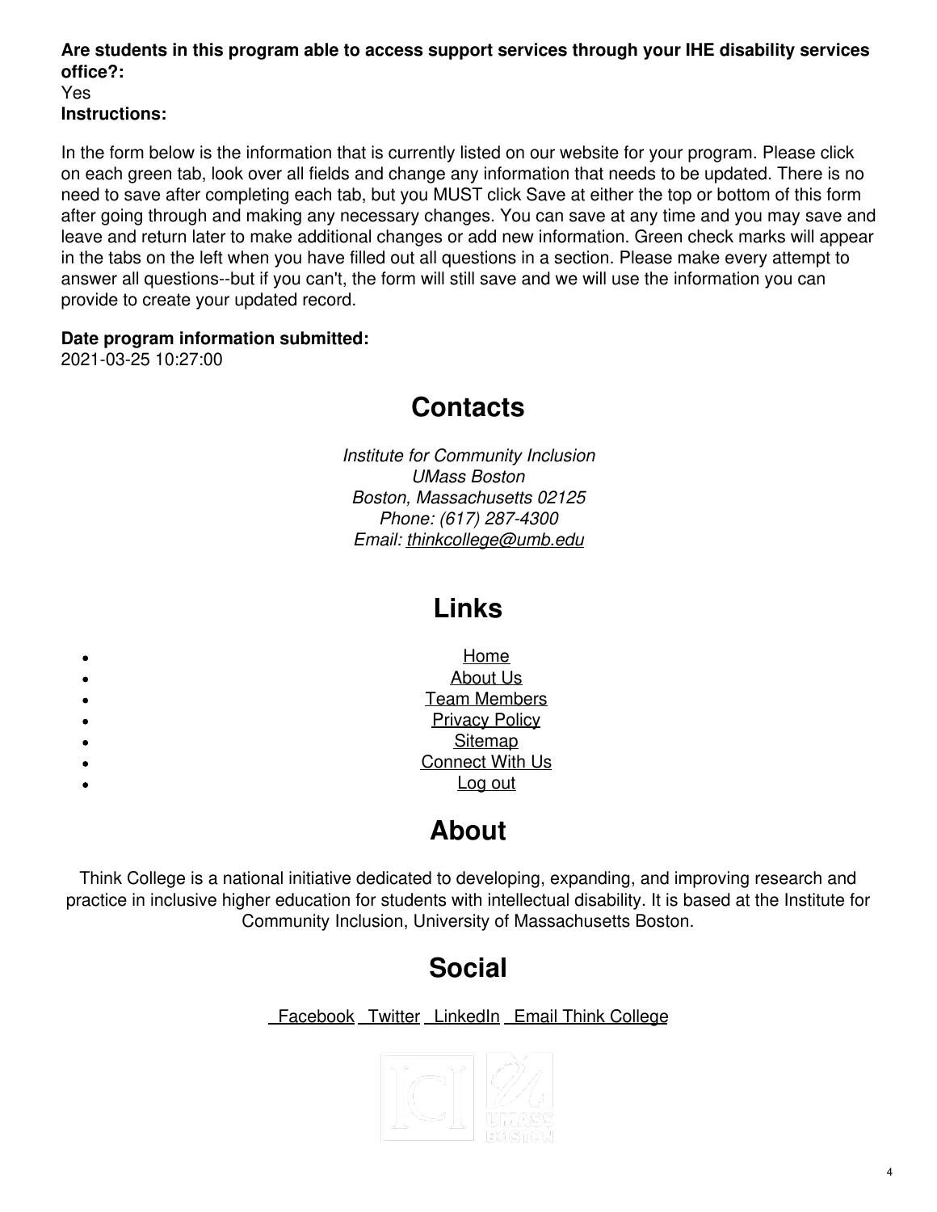**Are students in this program able to access support services through your IHE disability services office?:**
Yes

**Instructions:**

In the form below is the information that is currently listed on our website for your program. Please click on each green tab, look over all fields and change any information that needs to be updated. There is no need to save after completing each tab, but you MUST click Save at either the top or bottom of this form after going through and making any necessary changes. You can save at any time and you may save and leave and return later to make additional changes or add new information. Green check marks will appear in the tabs on the left when you have filled out all questions in a section. Please make every attempt to answer all questions--but if you can't, the form will still save and we will use the information you can provide to create your updated record.

**Date program information submitted:**
2021-03-25 10:27:00

## Contacts

*Institute for Community Inclusion*
*UMass Boston*
*Boston, Massachusetts 02125*
*Phone: (617) 287-4300*
*Email: thinkcollege@umb.edu*

## Links

- Home
- About Us
- Team Members
- Privacy Policy
- Sitemap
- Connect With Us
- Log out

## About

Think College is a national initiative dedicated to developing, expanding, and improving research and practice in inclusive higher education for students with intellectual disability. It is based at the Institute for Community Inclusion, University of Massachusetts Boston.

## Social

Facebook Twitter LinkedIn Email Think College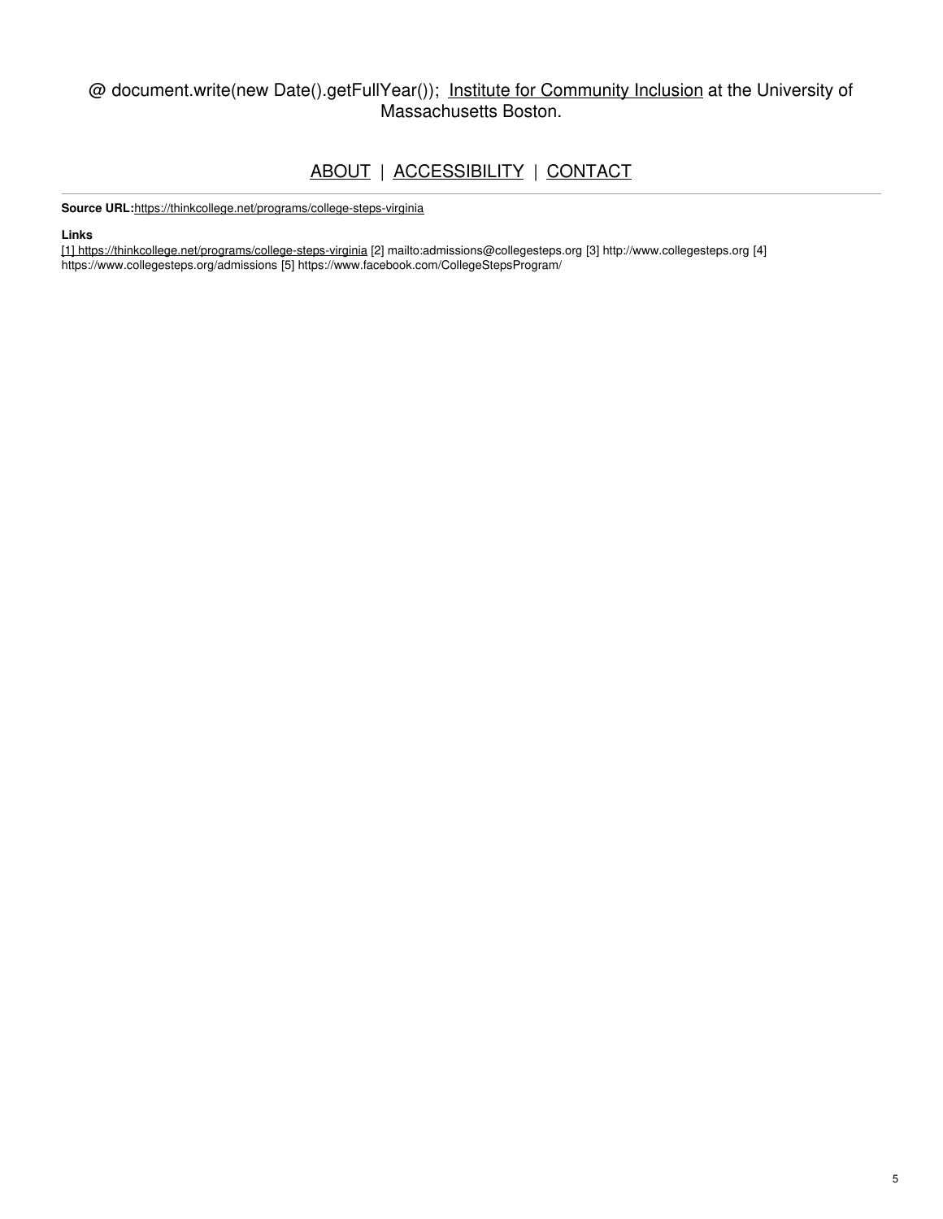@ document.write(new Date().getFullYear()); Institute for Community Inclusion at the University of Massachusetts Boston.

ABOUT | ACCESSIBILITY | CONTACT

**Source URL:**https://thinkcollege.net/programs/college-steps-virginia

**Links**

[1] https://thinkcollege.net/programs/college-steps-virginia [2] mailto:admissions@collegesteps.org [3] http://www.collegesteps.org [4] https://www.collegesteps.org/admissions [5] https://www.facebook.com/CollegeStepsProgram/